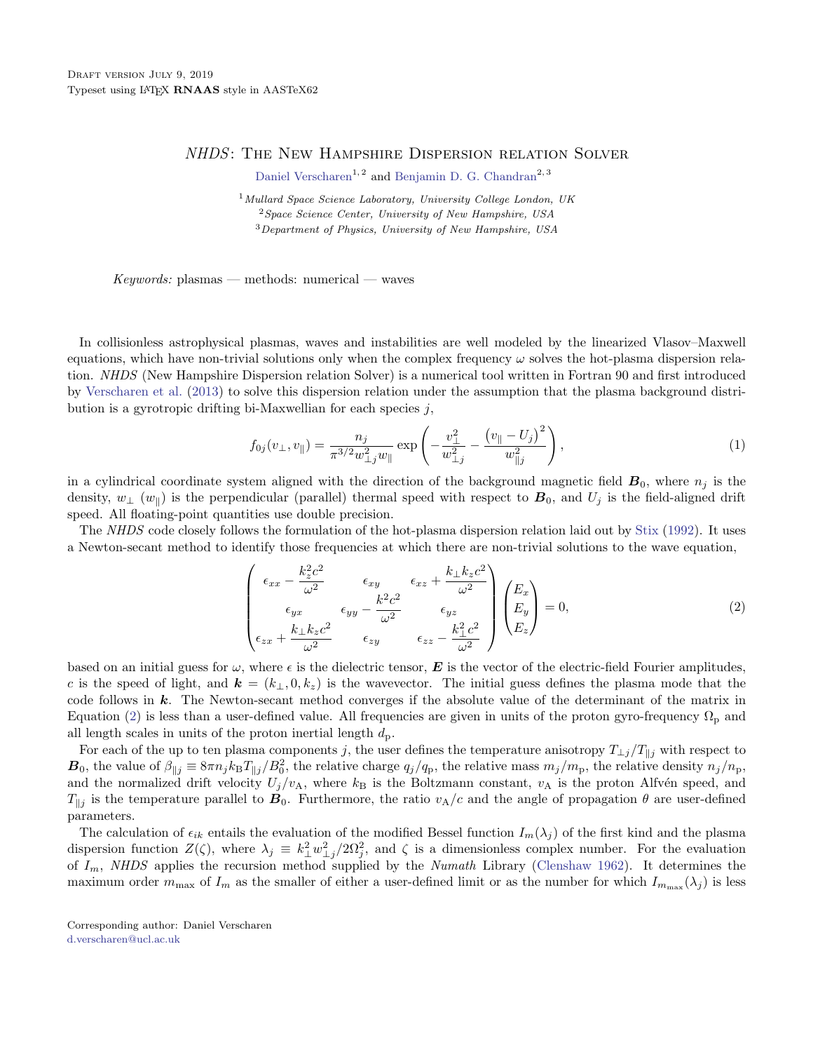Draft version July 9, 2019
Typeset using LATEX **RNAAS** style in AASTeX62

# *NHDS*: The New Hampshire Dispersion relation Solver

Daniel Verscharen[1,2] and Benjamin D. G. Chandran[2,3]

[1] *Mullard Space Science Laboratory, University College London, UK*
[2] *Space Science Center, University of New Hampshire, USA*
[3] *Department of Physics, University of New Hampshire, USA*

*Keywords:* plasmas — methods: numerical — waves

In collisionless astrophysical plasmas, waves and instabilities are well modeled by the linearized Vlasov–Maxwell equations, which have non-trivial solutions only when the complex frequency $\omega$ solves the hot-plasma dispersion relation. *NHDS* (New Hampshire Dispersion relation Solver) is a numerical tool written in Fortran 90 and first introduced by Verscharen et al. (2013) to solve this dispersion relation under the assumption that the plasma background distribution is a gyrotropic drifting bi-Maxwellian for each species $j$,

$$f_{0j}(v_\perp, v_\parallel) = \frac{n_j}{\pi^{3/2} w_{\perp j}^2 w_\parallel} \exp\left(-\frac{v_\perp^2}{w_{\perp j}^2} - \frac{\left(v_\parallel - U_j\right)^2}{w_{\parallel j}^2}\right), \tag{1}$$

in a cylindrical coordinate system aligned with the direction of the background magnetic field $\boldsymbol{B}_0$, where $n_j$ is the density, $w_\perp$ ($w_\parallel$) is the perpendicular (parallel) thermal speed with respect to $\boldsymbol{B}_0$, and $U_j$ is the field-aligned drift speed. All floating-point quantities use double precision.

The *NHDS* code closely follows the formulation of the hot-plasma dispersion relation laid out by Stix (1992). It uses a Newton-secant method to identify those frequencies at which there are non-trivial solutions to the wave equation,

$$\begin{pmatrix} \epsilon_{xx} - \dfrac{k_z^2 c^2}{\omega^2} & \epsilon_{xy} & \epsilon_{xz} + \dfrac{k_\perp k_z c^2}{\omega^2} \\ \epsilon_{yx} & \epsilon_{yy} - \dfrac{k^2 c^2}{\omega^2} & \epsilon_{yz} \\ \epsilon_{zx} + \dfrac{k_\perp k_z c^2}{\omega^2} & \epsilon_{zy} & \epsilon_{zz} - \dfrac{k_\perp^2 c^2}{\omega^2} \end{pmatrix} \begin{pmatrix} E_x \\ E_y \\ E_z \end{pmatrix} = 0, \tag{2}$$

based on an initial guess for $\omega$, where $\epsilon$ is the dielectric tensor, $\boldsymbol{E}$ is the vector of the electric-field Fourier amplitudes, $c$ is the speed of light, and $\boldsymbol{k} = (k_\perp, 0, k_z)$ is the wavevector. The initial guess defines the plasma mode that the code follows in $\boldsymbol{k}$. The Newton-secant method converges if the absolute value of the determinant of the matrix in Equation (2) is less than a user-defined value. All frequencies are given in units of the proton gyro-frequency $\Omega_\mathrm{p}$ and all length scales in units of the proton inertial length $d_\mathrm{p}$.

For each of the up to ten plasma components $j$, the user defines the temperature anisotropy $T_{\perp j}/T_{\parallel j}$ with respect to $\boldsymbol{B}_0$, the value of $\beta_{\parallel j} \equiv 8\pi n_j k_\mathrm{B} T_{\parallel j}/B_0^2$, the relative charge $q_j/q_\mathrm{p}$, the relative mass $m_j/m_\mathrm{p}$, the relative density $n_j/n_\mathrm{p}$, and the normalized drift velocity $U_j/v_\mathrm{A}$, where $k_\mathrm{B}$ is the Boltzmann constant, $v_\mathrm{A}$ is the proton Alfvén speed, and $T_{\parallel j}$ is the temperature parallel to $\boldsymbol{B}_0$. Furthermore, the ratio $v_\mathrm{A}/c$ and the angle of propagation $\theta$ are user-defined parameters.

The calculation of $\epsilon_{ik}$ entails the evaluation of the modified Bessel function $I_m(\lambda_j)$ of the first kind and the plasma dispersion function $Z(\zeta)$, where $\lambda_j \equiv k_\perp^2 w_{\perp j}^2/2\Omega_j^2$, and $\zeta$ is a dimensionless complex number. For the evaluation of $I_m$, *NHDS* applies the recursion method supplied by the *Numath* Library (Clenshaw 1962). It determines the maximum order $m_\mathrm{max}$ of $I_m$ as the smaller of either a user-defined limit or as the number for which $I_{m_\mathrm{max}}(\lambda_j)$ is less

Corresponding author: Daniel Verscharen
d.verscharen@ucl.ac.uk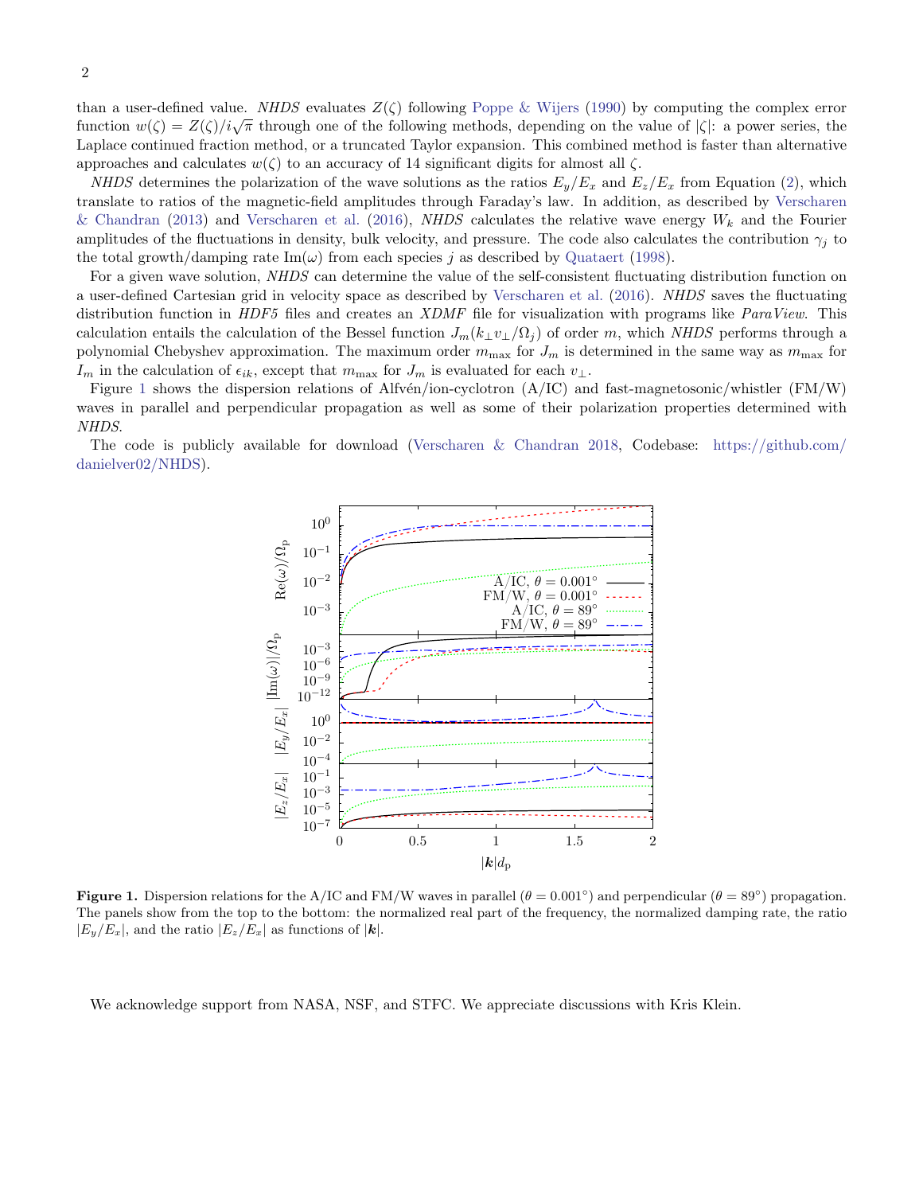than a user-defined value. *NHDS* evaluates $Z(\zeta)$ following Poppe & Wijers (1990) by computing the complex error function $w(\zeta) = Z(\zeta)/i\sqrt{\pi}$ through one of the following methods, depending on the value of $|\zeta|$: a power series, the Laplace continued fraction method, or a truncated Taylor expansion. This combined method is faster than alternative approaches and calculates $w(\zeta)$ to an accuracy of 14 significant digits for almost all $\zeta$.

*NHDS* determines the polarization of the wave solutions as the ratios $E_y/E_x$ and $E_z/E_x$ from Equation (2), which translate to ratios of the magnetic-field amplitudes through Faraday's law. In addition, as described by Verscharen & Chandran (2013) and Verscharen et al. (2016), *NHDS* calculates the relative wave energy $W_k$ and the Fourier amplitudes of the fluctuations in density, bulk velocity, and pressure. The code also calculates the contribution $\gamma_j$ to the total growth/damping rate $\mathrm{Im}(\omega)$ from each species $j$ as described by Quataert (1998).

For a given wave solution, *NHDS* can determine the value of the self-consistent fluctuating distribution function on a user-defined Cartesian grid in velocity space as described by Verscharen et al. (2016). *NHDS* saves the fluctuating distribution function in *HDF5* files and creates an *XDMF* file for visualization with programs like *ParaView*. This calculation entails the calculation of the Bessel function $J_m(k_\perp v_\perp/\Omega_j)$ of order $m$, which *NHDS* performs through a polynomial Chebyshev approximation. The maximum order $m_{\max}$ for $J_m$ is determined in the same way as $m_{\max}$ for $I_m$ in the calculation of $\epsilon_{ik}$, except that $m_{\max}$ for $J_m$ is evaluated for each $v_\perp$.

Figure 1 shows the dispersion relations of Alfvén/ion-cyclotron (A/IC) and fast-magnetosonic/whistler (FM/W) waves in parallel and perpendicular propagation as well as some of their polarization properties determined with *NHDS*.

The code is publicly available for download (Verscharen & Chandran 2018, Codebase: https://github.com/danielver02/NHDS).

**Figure 1.** Dispersion relations for the A/IC and FM/W waves in parallel ($\theta = 0.001^\circ$) and perpendicular ($\theta = 89^\circ$) propagation. The panels show from the top to the bottom: the normalized real part of the frequency, the normalized damping rate, the ratio $|E_y/E_x|$, and the ratio $|E_z/E_x|$ as functions of $|\boldsymbol{k}|$.

We acknowledge support from NASA, NSF, and STFC. We appreciate discussions with Kris Klein.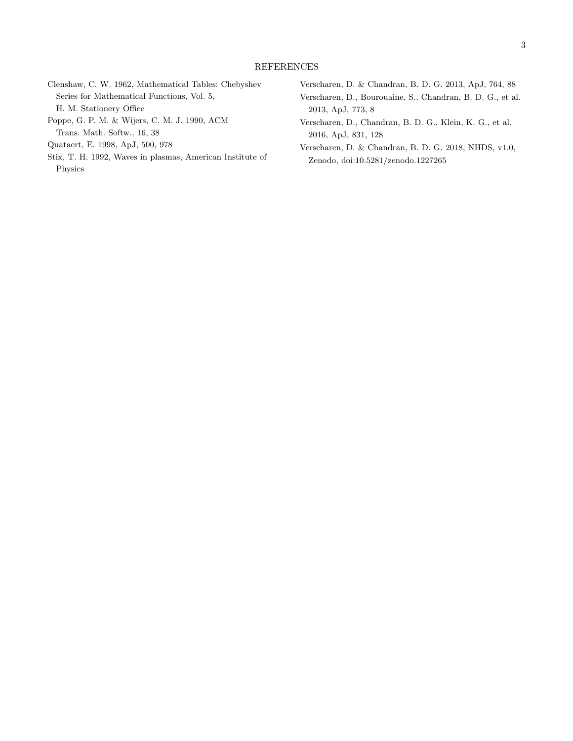## REFERENCES

Clenshaw, C. W. 1962, Mathematical Tables: Chebyshev Series for Mathematical Functions, Vol. 5, H. M. Stationery Office

Poppe, G. P. M. & Wijers, C. M. J. 1990, ACM Trans. Math. Softw., 16, 38

Quataert, E. 1998, ApJ, 500, 978

Stix, T. H. 1992, Waves in plasmas, American Institute of Physics

Verscharen, D. & Chandran, B. D. G. 2013, ApJ, 764, 88

Verscharen, D., Bourouaine, S., Chandran, B. D. G., et al. 2013, ApJ, 773, 8

Verscharen, D., Chandran, B. D. G., Klein, K. G., et al. 2016, ApJ, 831, 128

Verscharen, D. & Chandran, B. D. G. 2018, NHDS, v1.0, Zenodo, doi:10.5281/zenodo.1227265